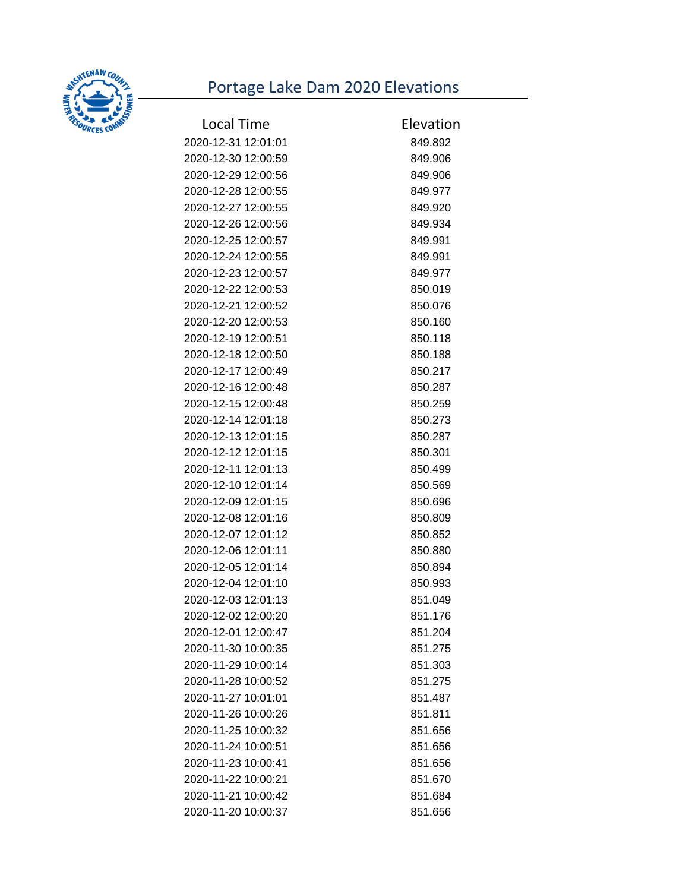# Portage Lake Dam 2020 Elevations

| Local Time | Elevation |
|---|---|
| 2020-12-31 12:01:01 | 849.892 |
| 2020-12-30 12:00:59 | 849.906 |
| 2020-12-29 12:00:56 | 849.906 |
| 2020-12-28 12:00:55 | 849.977 |
| 2020-12-27 12:00:55 | 849.920 |
| 2020-12-26 12:00:56 | 849.934 |
| 2020-12-25 12:00:57 | 849.991 |
| 2020-12-24 12:00:55 | 849.991 |
| 2020-12-23 12:00:57 | 849.977 |
| 2020-12-22 12:00:53 | 850.019 |
| 2020-12-21 12:00:52 | 850.076 |
| 2020-12-20 12:00:53 | 850.160 |
| 2020-12-19 12:00:51 | 850.118 |
| 2020-12-18 12:00:50 | 850.188 |
| 2020-12-17 12:00:49 | 850.217 |
| 2020-12-16 12:00:48 | 850.287 |
| 2020-12-15 12:00:48 | 850.259 |
| 2020-12-14 12:01:18 | 850.273 |
| 2020-12-13 12:01:15 | 850.287 |
| 2020-12-12 12:01:15 | 850.301 |
| 2020-12-11 12:01:13 | 850.499 |
| 2020-12-10 12:01:14 | 850.569 |
| 2020-12-09 12:01:15 | 850.696 |
| 2020-12-08 12:01:16 | 850.809 |
| 2020-12-07 12:01:12 | 850.852 |
| 2020-12-06 12:01:11 | 850.880 |
| 2020-12-05 12:01:14 | 850.894 |
| 2020-12-04 12:01:10 | 850.993 |
| 2020-12-03 12:01:13 | 851.049 |
| 2020-12-02 12:00:20 | 851.176 |
| 2020-12-01 12:00:47 | 851.204 |
| 2020-11-30 10:00:35 | 851.275 |
| 2020-11-29 10:00:14 | 851.303 |
| 2020-11-28 10:00:52 | 851.275 |
| 2020-11-27 10:01:01 | 851.487 |
| 2020-11-26 10:00:26 | 851.811 |
| 2020-11-25 10:00:32 | 851.656 |
| 2020-11-24 10:00:51 | 851.656 |
| 2020-11-23 10:00:41 | 851.656 |
| 2020-11-22 10:00:21 | 851.670 |
| 2020-11-21 10:00:42 | 851.684 |
| 2020-11-20 10:00:37 | 851.656 |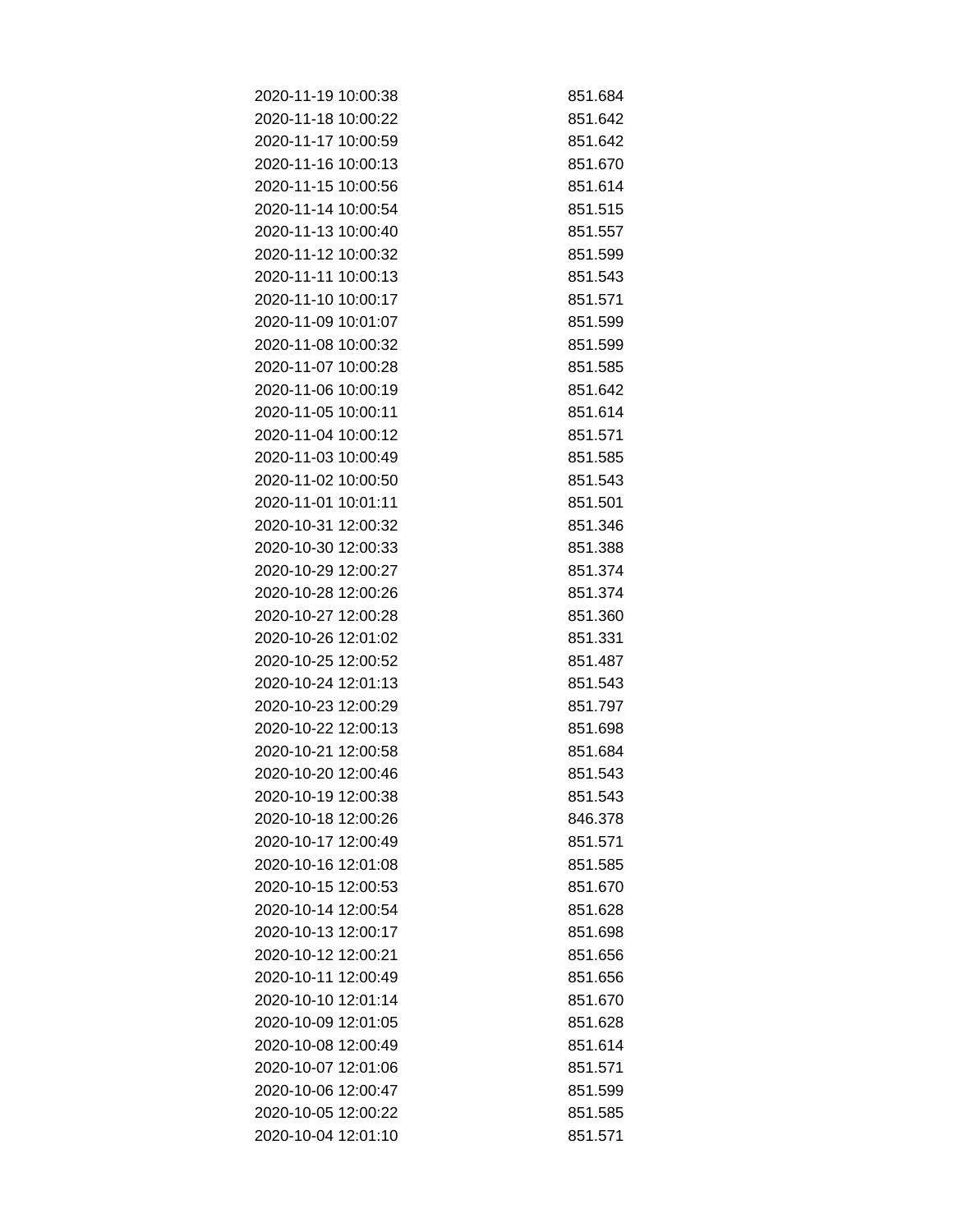| | |
|---|---|
| 2020-11-19 10:00:38 | 851.684 |
| 2020-11-18 10:00:22 | 851.642 |
| 2020-11-17 10:00:59 | 851.642 |
| 2020-11-16 10:00:13 | 851.670 |
| 2020-11-15 10:00:56 | 851.614 |
| 2020-11-14 10:00:54 | 851.515 |
| 2020-11-13 10:00:40 | 851.557 |
| 2020-11-12 10:00:32 | 851.599 |
| 2020-11-11 10:00:13 | 851.543 |
| 2020-11-10 10:00:17 | 851.571 |
| 2020-11-09 10:01:07 | 851.599 |
| 2020-11-08 10:00:32 | 851.599 |
| 2020-11-07 10:00:28 | 851.585 |
| 2020-11-06 10:00:19 | 851.642 |
| 2020-11-05 10:00:11 | 851.614 |
| 2020-11-04 10:00:12 | 851.571 |
| 2020-11-03 10:00:49 | 851.585 |
| 2020-11-02 10:00:50 | 851.543 |
| 2020-11-01 10:01:11 | 851.501 |
| 2020-10-31 12:00:32 | 851.346 |
| 2020-10-30 12:00:33 | 851.388 |
| 2020-10-29 12:00:27 | 851.374 |
| 2020-10-28 12:00:26 | 851.374 |
| 2020-10-27 12:00:28 | 851.360 |
| 2020-10-26 12:01:02 | 851.331 |
| 2020-10-25 12:00:52 | 851.487 |
| 2020-10-24 12:01:13 | 851.543 |
| 2020-10-23 12:00:29 | 851.797 |
| 2020-10-22 12:00:13 | 851.698 |
| 2020-10-21 12:00:58 | 851.684 |
| 2020-10-20 12:00:46 | 851.543 |
| 2020-10-19 12:00:38 | 851.543 |
| 2020-10-18 12:00:26 | 846.378 |
| 2020-10-17 12:00:49 | 851.571 |
| 2020-10-16 12:01:08 | 851.585 |
| 2020-10-15 12:00:53 | 851.670 |
| 2020-10-14 12:00:54 | 851.628 |
| 2020-10-13 12:00:17 | 851.698 |
| 2020-10-12 12:00:21 | 851.656 |
| 2020-10-11 12:00:49 | 851.656 |
| 2020-10-10 12:01:14 | 851.670 |
| 2020-10-09 12:01:05 | 851.628 |
| 2020-10-08 12:00:49 | 851.614 |
| 2020-10-07 12:01:06 | 851.571 |
| 2020-10-06 12:00:47 | 851.599 |
| 2020-10-05 12:00:22 | 851.585 |
| 2020-10-04 12:01:10 | 851.571 |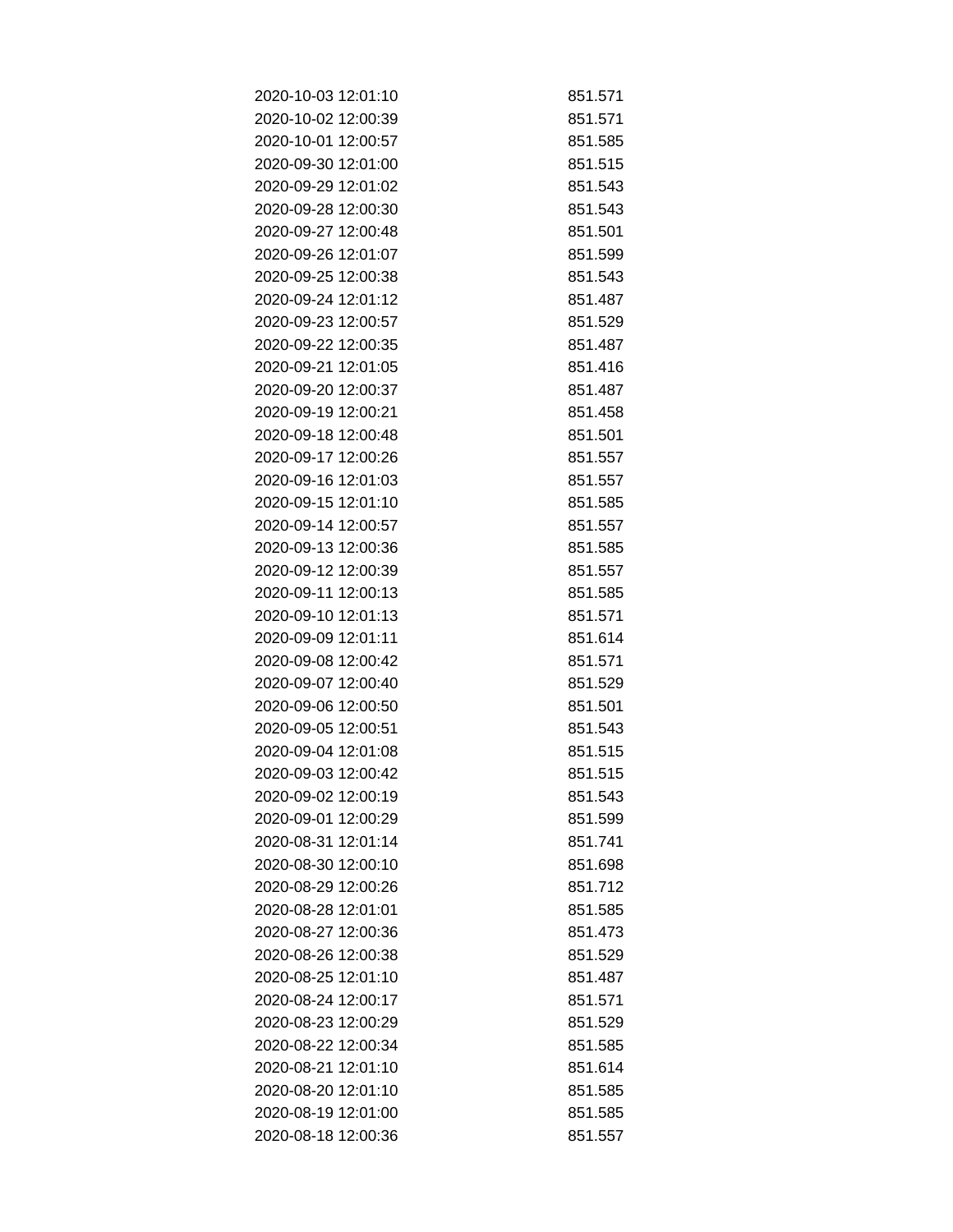| | |
|---|---|
| 2020-10-03 12:01:10 | 851.571 |
| 2020-10-02 12:00:39 | 851.571 |
| 2020-10-01 12:00:57 | 851.585 |
| 2020-09-30 12:01:00 | 851.515 |
| 2020-09-29 12:01:02 | 851.543 |
| 2020-09-28 12:00:30 | 851.543 |
| 2020-09-27 12:00:48 | 851.501 |
| 2020-09-26 12:01:07 | 851.599 |
| 2020-09-25 12:00:38 | 851.543 |
| 2020-09-24 12:01:12 | 851.487 |
| 2020-09-23 12:00:57 | 851.529 |
| 2020-09-22 12:00:35 | 851.487 |
| 2020-09-21 12:01:05 | 851.416 |
| 2020-09-20 12:00:37 | 851.487 |
| 2020-09-19 12:00:21 | 851.458 |
| 2020-09-18 12:00:48 | 851.501 |
| 2020-09-17 12:00:26 | 851.557 |
| 2020-09-16 12:01:03 | 851.557 |
| 2020-09-15 12:01:10 | 851.585 |
| 2020-09-14 12:00:57 | 851.557 |
| 2020-09-13 12:00:36 | 851.585 |
| 2020-09-12 12:00:39 | 851.557 |
| 2020-09-11 12:00:13 | 851.585 |
| 2020-09-10 12:01:13 | 851.571 |
| 2020-09-09 12:01:11 | 851.614 |
| 2020-09-08 12:00:42 | 851.571 |
| 2020-09-07 12:00:40 | 851.529 |
| 2020-09-06 12:00:50 | 851.501 |
| 2020-09-05 12:00:51 | 851.543 |
| 2020-09-04 12:01:08 | 851.515 |
| 2020-09-03 12:00:42 | 851.515 |
| 2020-09-02 12:00:19 | 851.543 |
| 2020-09-01 12:00:29 | 851.599 |
| 2020-08-31 12:01:14 | 851.741 |
| 2020-08-30 12:00:10 | 851.698 |
| 2020-08-29 12:00:26 | 851.712 |
| 2020-08-28 12:01:01 | 851.585 |
| 2020-08-27 12:00:36 | 851.473 |
| 2020-08-26 12:00:38 | 851.529 |
| 2020-08-25 12:01:10 | 851.487 |
| 2020-08-24 12:00:17 | 851.571 |
| 2020-08-23 12:00:29 | 851.529 |
| 2020-08-22 12:00:34 | 851.585 |
| 2020-08-21 12:01:10 | 851.614 |
| 2020-08-20 12:01:10 | 851.585 |
| 2020-08-19 12:01:00 | 851.585 |
| 2020-08-18 12:00:36 | 851.557 |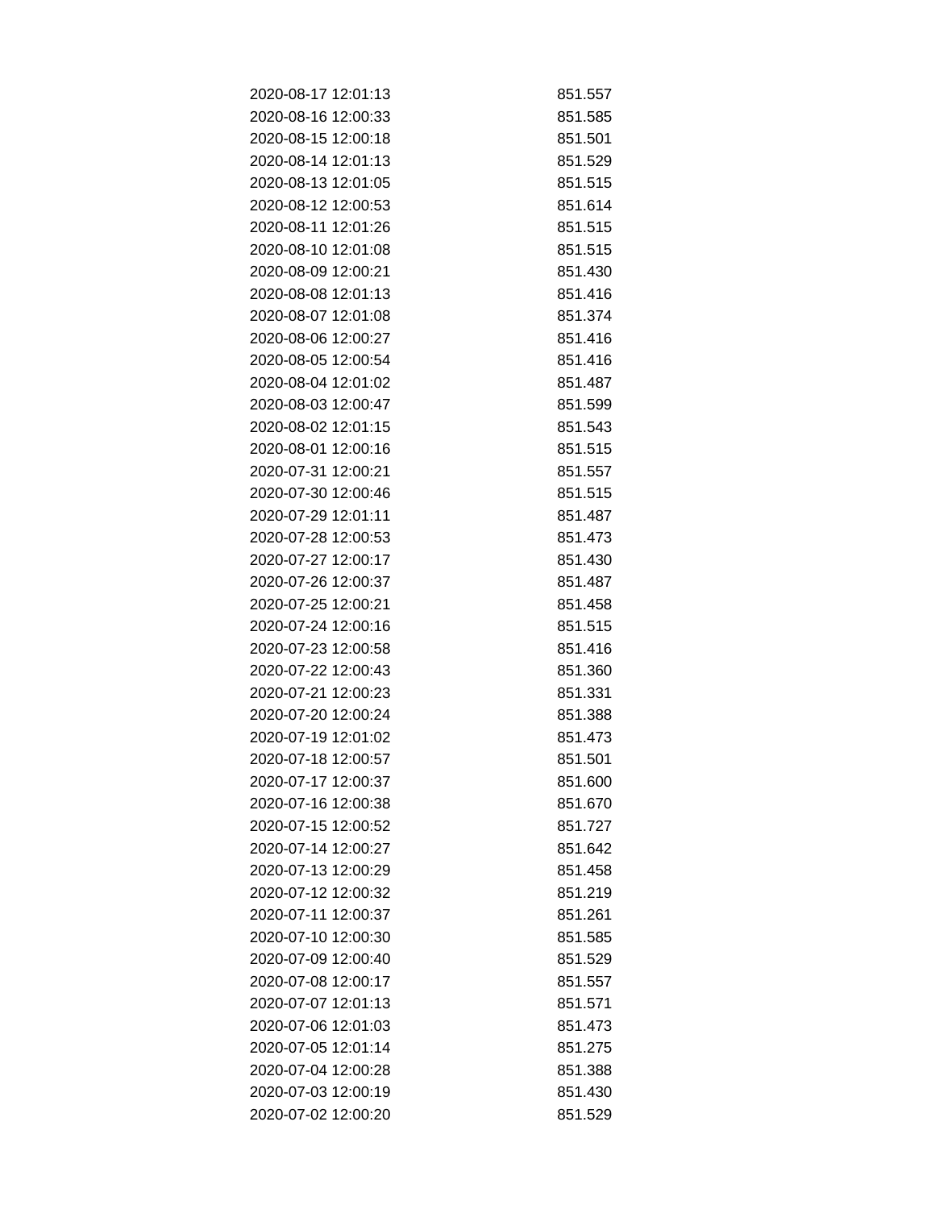| | |
|---|---|
| 2020-08-17 12:01:13 | 851.557 |
| 2020-08-16 12:00:33 | 851.585 |
| 2020-08-15 12:00:18 | 851.501 |
| 2020-08-14 12:01:13 | 851.529 |
| 2020-08-13 12:01:05 | 851.515 |
| 2020-08-12 12:00:53 | 851.614 |
| 2020-08-11 12:01:26 | 851.515 |
| 2020-08-10 12:01:08 | 851.515 |
| 2020-08-09 12:00:21 | 851.430 |
| 2020-08-08 12:01:13 | 851.416 |
| 2020-08-07 12:01:08 | 851.374 |
| 2020-08-06 12:00:27 | 851.416 |
| 2020-08-05 12:00:54 | 851.416 |
| 2020-08-04 12:01:02 | 851.487 |
| 2020-08-03 12:00:47 | 851.599 |
| 2020-08-02 12:01:15 | 851.543 |
| 2020-08-01 12:00:16 | 851.515 |
| 2020-07-31 12:00:21 | 851.557 |
| 2020-07-30 12:00:46 | 851.515 |
| 2020-07-29 12:01:11 | 851.487 |
| 2020-07-28 12:00:53 | 851.473 |
| 2020-07-27 12:00:17 | 851.430 |
| 2020-07-26 12:00:37 | 851.487 |
| 2020-07-25 12:00:21 | 851.458 |
| 2020-07-24 12:00:16 | 851.515 |
| 2020-07-23 12:00:58 | 851.416 |
| 2020-07-22 12:00:43 | 851.360 |
| 2020-07-21 12:00:23 | 851.331 |
| 2020-07-20 12:00:24 | 851.388 |
| 2020-07-19 12:01:02 | 851.473 |
| 2020-07-18 12:00:57 | 851.501 |
| 2020-07-17 12:00:37 | 851.600 |
| 2020-07-16 12:00:38 | 851.670 |
| 2020-07-15 12:00:52 | 851.727 |
| 2020-07-14 12:00:27 | 851.642 |
| 2020-07-13 12:00:29 | 851.458 |
| 2020-07-12 12:00:32 | 851.219 |
| 2020-07-11 12:00:37 | 851.261 |
| 2020-07-10 12:00:30 | 851.585 |
| 2020-07-09 12:00:40 | 851.529 |
| 2020-07-08 12:00:17 | 851.557 |
| 2020-07-07 12:01:13 | 851.571 |
| 2020-07-06 12:01:03 | 851.473 |
| 2020-07-05 12:01:14 | 851.275 |
| 2020-07-04 12:00:28 | 851.388 |
| 2020-07-03 12:00:19 | 851.430 |
| 2020-07-02 12:00:20 | 851.529 |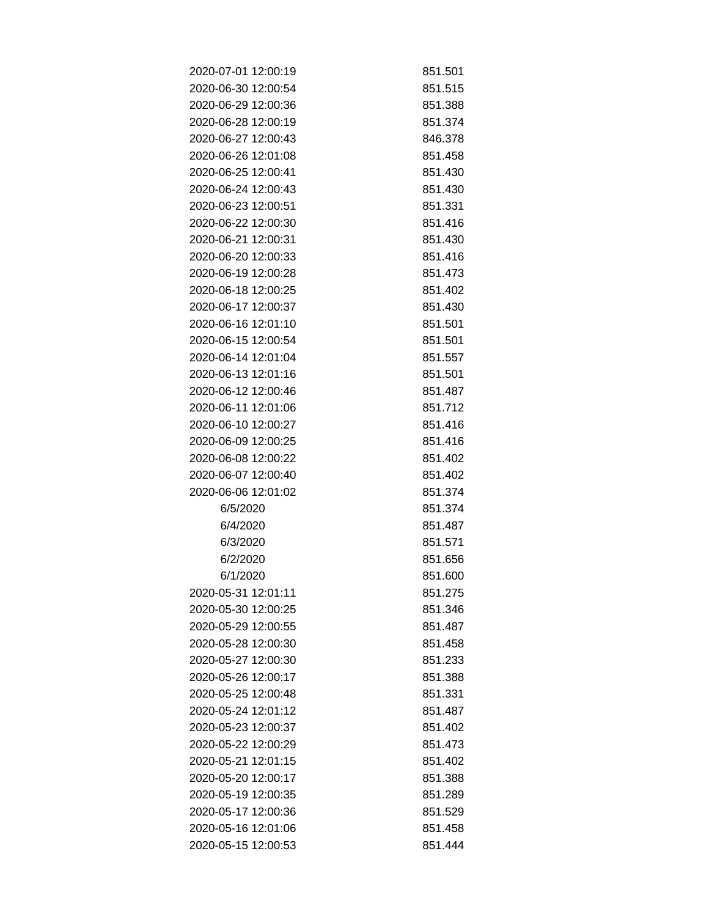| | |
|---|---|
| 2020-07-01 12:00:19 | 851.501 |
| 2020-06-30 12:00:54 | 851.515 |
| 2020-06-29 12:00:36 | 851.388 |
| 2020-06-28 12:00:19 | 851.374 |
| 2020-06-27 12:00:43 | 846.378 |
| 2020-06-26 12:01:08 | 851.458 |
| 2020-06-25 12:00:41 | 851.430 |
| 2020-06-24 12:00:43 | 851.430 |
| 2020-06-23 12:00:51 | 851.331 |
| 2020-06-22 12:00:30 | 851.416 |
| 2020-06-21 12:00:31 | 851.430 |
| 2020-06-20 12:00:33 | 851.416 |
| 2020-06-19 12:00:28 | 851.473 |
| 2020-06-18 12:00:25 | 851.402 |
| 2020-06-17 12:00:37 | 851.430 |
| 2020-06-16 12:01:10 | 851.501 |
| 2020-06-15 12:00:54 | 851.501 |
| 2020-06-14 12:01:04 | 851.557 |
| 2020-06-13 12:01:16 | 851.501 |
| 2020-06-12 12:00:46 | 851.487 |
| 2020-06-11 12:01:06 | 851.712 |
| 2020-06-10 12:00:27 | 851.416 |
| 2020-06-09 12:00:25 | 851.416 |
| 2020-06-08 12:00:22 | 851.402 |
| 2020-06-07 12:00:40 | 851.402 |
| 2020-06-06 12:01:02 | 851.374 |
| 6/5/2020 | 851.374 |
| 6/4/2020 | 851.487 |
| 6/3/2020 | 851.571 |
| 6/2/2020 | 851.656 |
| 6/1/2020 | 851.600 |
| 2020-05-31 12:01:11 | 851.275 |
| 2020-05-30 12:00:25 | 851.346 |
| 2020-05-29 12:00:55 | 851.487 |
| 2020-05-28 12:00:30 | 851.458 |
| 2020-05-27 12:00:30 | 851.233 |
| 2020-05-26 12:00:17 | 851.388 |
| 2020-05-25 12:00:48 | 851.331 |
| 2020-05-24 12:01:12 | 851.487 |
| 2020-05-23 12:00:37 | 851.402 |
| 2020-05-22 12:00:29 | 851.473 |
| 2020-05-21 12:01:15 | 851.402 |
| 2020-05-20 12:00:17 | 851.388 |
| 2020-05-19 12:00:35 | 851.289 |
| 2020-05-17 12:00:36 | 851.529 |
| 2020-05-16 12:01:06 | 851.458 |
| 2020-05-15 12:00:53 | 851.444 |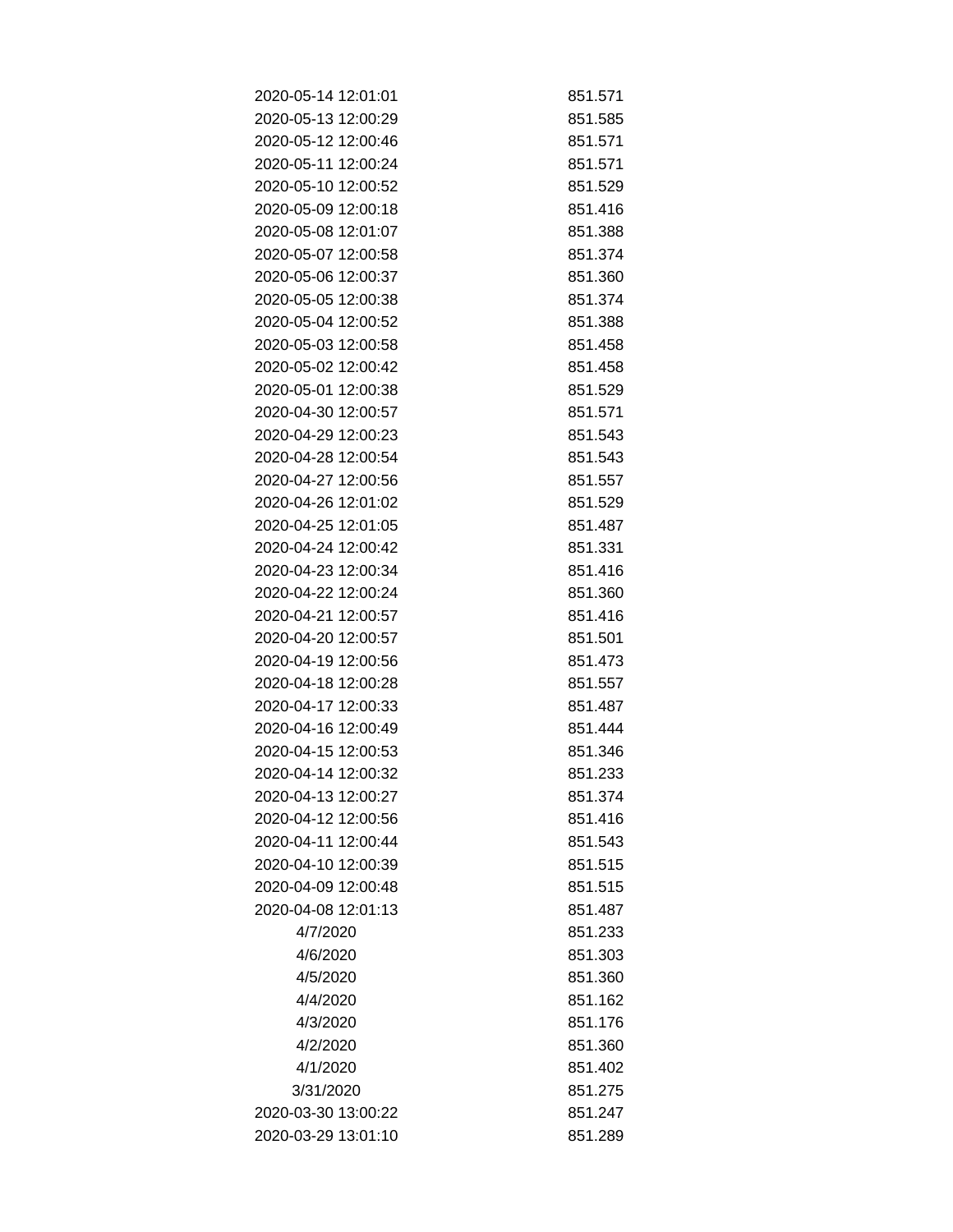| | |
|---|---|
| 2020-05-14 12:01:01 | 851.571 |
| 2020-05-13 12:00:29 | 851.585 |
| 2020-05-12 12:00:46 | 851.571 |
| 2020-05-11 12:00:24 | 851.571 |
| 2020-05-10 12:00:52 | 851.529 |
| 2020-05-09 12:00:18 | 851.416 |
| 2020-05-08 12:01:07 | 851.388 |
| 2020-05-07 12:00:58 | 851.374 |
| 2020-05-06 12:00:37 | 851.360 |
| 2020-05-05 12:00:38 | 851.374 |
| 2020-05-04 12:00:52 | 851.388 |
| 2020-05-03 12:00:58 | 851.458 |
| 2020-05-02 12:00:42 | 851.458 |
| 2020-05-01 12:00:38 | 851.529 |
| 2020-04-30 12:00:57 | 851.571 |
| 2020-04-29 12:00:23 | 851.543 |
| 2020-04-28 12:00:54 | 851.543 |
| 2020-04-27 12:00:56 | 851.557 |
| 2020-04-26 12:01:02 | 851.529 |
| 2020-04-25 12:01:05 | 851.487 |
| 2020-04-24 12:00:42 | 851.331 |
| 2020-04-23 12:00:34 | 851.416 |
| 2020-04-22 12:00:24 | 851.360 |
| 2020-04-21 12:00:57 | 851.416 |
| 2020-04-20 12:00:57 | 851.501 |
| 2020-04-19 12:00:56 | 851.473 |
| 2020-04-18 12:00:28 | 851.557 |
| 2020-04-17 12:00:33 | 851.487 |
| 2020-04-16 12:00:49 | 851.444 |
| 2020-04-15 12:00:53 | 851.346 |
| 2020-04-14 12:00:32 | 851.233 |
| 2020-04-13 12:00:27 | 851.374 |
| 2020-04-12 12:00:56 | 851.416 |
| 2020-04-11 12:00:44 | 851.543 |
| 2020-04-10 12:00:39 | 851.515 |
| 2020-04-09 12:00:48 | 851.515 |
| 2020-04-08 12:01:13 | 851.487 |
| 4/7/2020 | 851.233 |
| 4/6/2020 | 851.303 |
| 4/5/2020 | 851.360 |
| 4/4/2020 | 851.162 |
| 4/3/2020 | 851.176 |
| 4/2/2020 | 851.360 |
| 4/1/2020 | 851.402 |
| 3/31/2020 | 851.275 |
| 2020-03-30 13:00:22 | 851.247 |
| 2020-03-29 13:01:10 | 851.289 |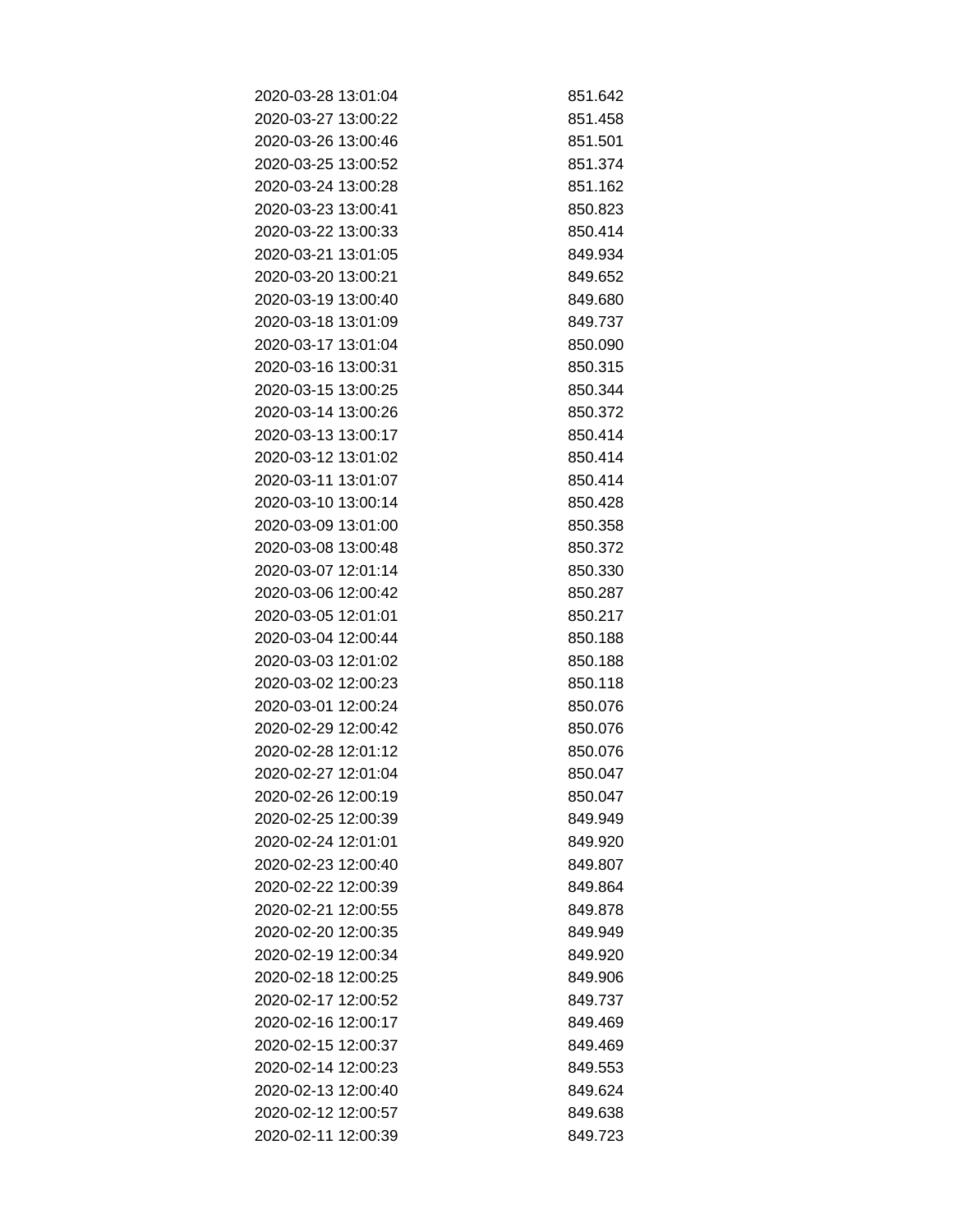| | |
|---|---|
| 2020-03-28 13:01:04 | 851.642 |
| 2020-03-27 13:00:22 | 851.458 |
| 2020-03-26 13:00:46 | 851.501 |
| 2020-03-25 13:00:52 | 851.374 |
| 2020-03-24 13:00:28 | 851.162 |
| 2020-03-23 13:00:41 | 850.823 |
| 2020-03-22 13:00:33 | 850.414 |
| 2020-03-21 13:01:05 | 849.934 |
| 2020-03-20 13:00:21 | 849.652 |
| 2020-03-19 13:00:40 | 849.680 |
| 2020-03-18 13:01:09 | 849.737 |
| 2020-03-17 13:01:04 | 850.090 |
| 2020-03-16 13:00:31 | 850.315 |
| 2020-03-15 13:00:25 | 850.344 |
| 2020-03-14 13:00:26 | 850.372 |
| 2020-03-13 13:00:17 | 850.414 |
| 2020-03-12 13:01:02 | 850.414 |
| 2020-03-11 13:01:07 | 850.414 |
| 2020-03-10 13:00:14 | 850.428 |
| 2020-03-09 13:01:00 | 850.358 |
| 2020-03-08 13:00:48 | 850.372 |
| 2020-03-07 12:01:14 | 850.330 |
| 2020-03-06 12:00:42 | 850.287 |
| 2020-03-05 12:01:01 | 850.217 |
| 2020-03-04 12:00:44 | 850.188 |
| 2020-03-03 12:01:02 | 850.188 |
| 2020-03-02 12:00:23 | 850.118 |
| 2020-03-01 12:00:24 | 850.076 |
| 2020-02-29 12:00:42 | 850.076 |
| 2020-02-28 12:01:12 | 850.076 |
| 2020-02-27 12:01:04 | 850.047 |
| 2020-02-26 12:00:19 | 850.047 |
| 2020-02-25 12:00:39 | 849.949 |
| 2020-02-24 12:01:01 | 849.920 |
| 2020-02-23 12:00:40 | 849.807 |
| 2020-02-22 12:00:39 | 849.864 |
| 2020-02-21 12:00:55 | 849.878 |
| 2020-02-20 12:00:35 | 849.949 |
| 2020-02-19 12:00:34 | 849.920 |
| 2020-02-18 12:00:25 | 849.906 |
| 2020-02-17 12:00:52 | 849.737 |
| 2020-02-16 12:00:17 | 849.469 |
| 2020-02-15 12:00:37 | 849.469 |
| 2020-02-14 12:00:23 | 849.553 |
| 2020-02-13 12:00:40 | 849.624 |
| 2020-02-12 12:00:57 | 849.638 |
| 2020-02-11 12:00:39 | 849.723 |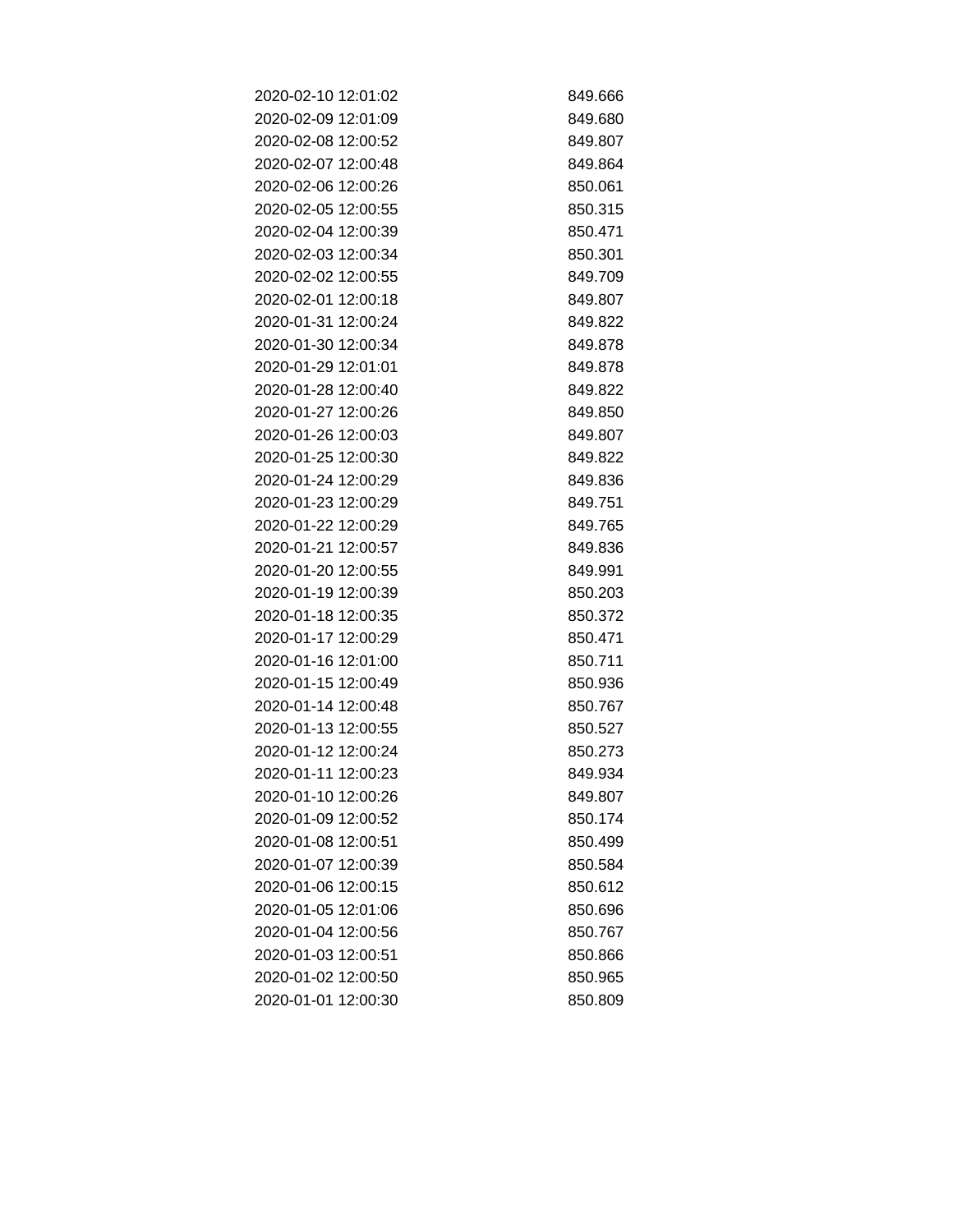| | |
|---|---|
| 2020-02-10 12:01:02 | 849.666 |
| 2020-02-09 12:01:09 | 849.680 |
| 2020-02-08 12:00:52 | 849.807 |
| 2020-02-07 12:00:48 | 849.864 |
| 2020-02-06 12:00:26 | 850.061 |
| 2020-02-05 12:00:55 | 850.315 |
| 2020-02-04 12:00:39 | 850.471 |
| 2020-02-03 12:00:34 | 850.301 |
| 2020-02-02 12:00:55 | 849.709 |
| 2020-02-01 12:00:18 | 849.807 |
| 2020-01-31 12:00:24 | 849.822 |
| 2020-01-30 12:00:34 | 849.878 |
| 2020-01-29 12:01:01 | 849.878 |
| 2020-01-28 12:00:40 | 849.822 |
| 2020-01-27 12:00:26 | 849.850 |
| 2020-01-26 12:00:03 | 849.807 |
| 2020-01-25 12:00:30 | 849.822 |
| 2020-01-24 12:00:29 | 849.836 |
| 2020-01-23 12:00:29 | 849.751 |
| 2020-01-22 12:00:29 | 849.765 |
| 2020-01-21 12:00:57 | 849.836 |
| 2020-01-20 12:00:55 | 849.991 |
| 2020-01-19 12:00:39 | 850.203 |
| 2020-01-18 12:00:35 | 850.372 |
| 2020-01-17 12:00:29 | 850.471 |
| 2020-01-16 12:01:00 | 850.711 |
| 2020-01-15 12:00:49 | 850.936 |
| 2020-01-14 12:00:48 | 850.767 |
| 2020-01-13 12:00:55 | 850.527 |
| 2020-01-12 12:00:24 | 850.273 |
| 2020-01-11 12:00:23 | 849.934 |
| 2020-01-10 12:00:26 | 849.807 |
| 2020-01-09 12:00:52 | 850.174 |
| 2020-01-08 12:00:51 | 850.499 |
| 2020-01-07 12:00:39 | 850.584 |
| 2020-01-06 12:00:15 | 850.612 |
| 2020-01-05 12:01:06 | 850.696 |
| 2020-01-04 12:00:56 | 850.767 |
| 2020-01-03 12:00:51 | 850.866 |
| 2020-01-02 12:00:50 | 850.965 |
| 2020-01-01 12:00:30 | 850.809 |